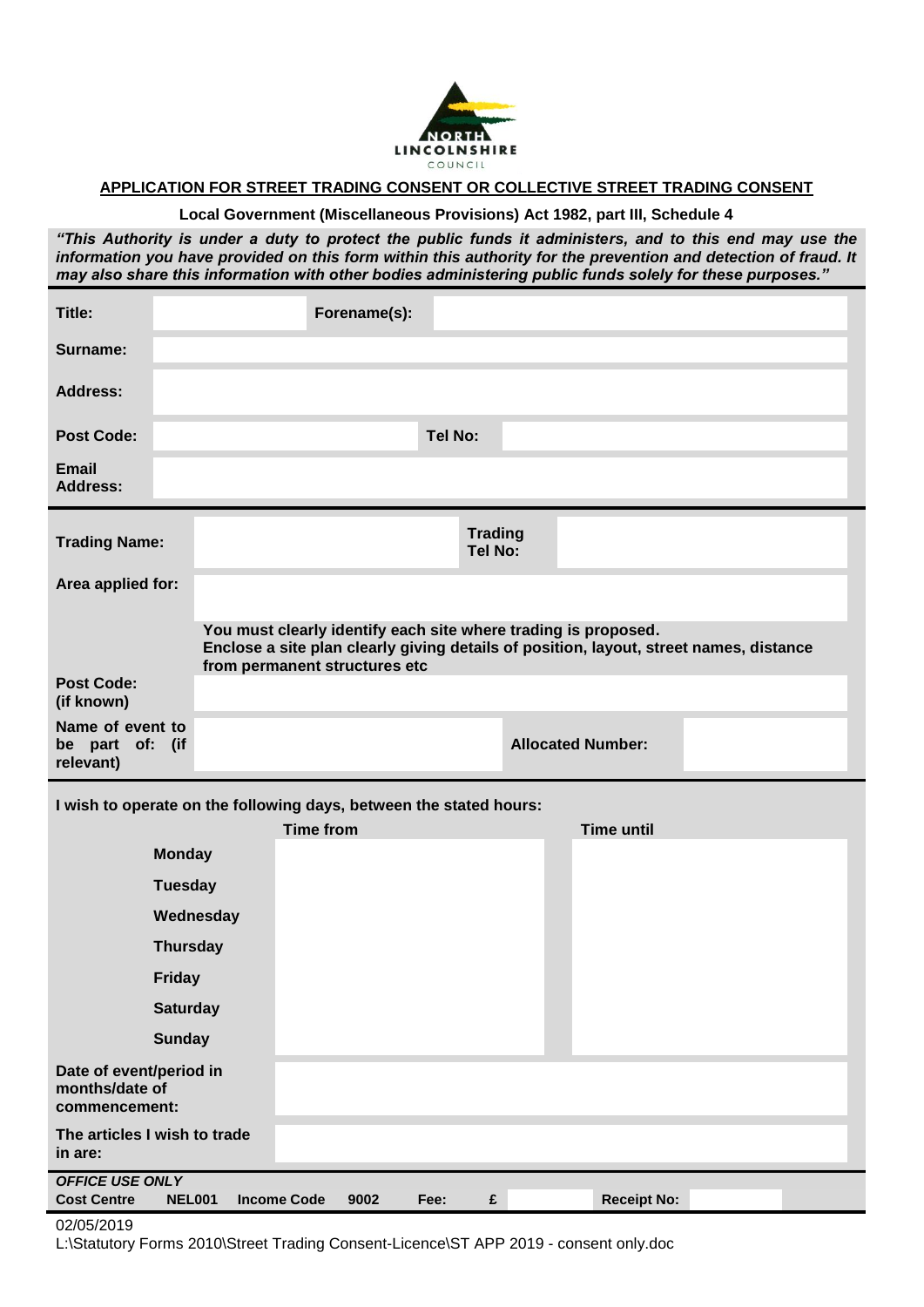NORTH LINCOLNSHIRE COUNCIL

## APPLICATION FOR STREET TRADING CONSENT OR COLLECTIVE STREET TRADING CONSENT

**Local Government (Miscellaneous Provisions) Act 1982, part III, Schedule 4**

***"This Authority is under a duty to protect the public funds it administers, and to this end may use the information you have provided on this form within this authority for the prevention and detection of fraud. It may also share this information with other bodies administering public funds solely for these purposes."***

| | | | |
|---|---|---|---|
| **Title:** | | **Forename(s):** | |
| **Surname:** | | | |
| **Address:** | | | |
| **Post Code:** | | **Tel No:** | |
| **Email Address:** | | | |

| | | | |
|---|---|---|---|
| **Trading Name:** | | **Trading Tel No:** | |
| **Area applied for:** | | | |
| | **You must clearly identify each site where trading is proposed. Enclose a site plan clearly giving details of position, layout, street names, distance from permanent structures etc** | | |
| **Post Code: (if known)** | | | |
| **Name of event to be part of: (if relevant)** | | **Allocated Number:** | |

**I wish to operate on the following days, between the stated hours:**

| | Time from | Time until |
|---|---|---|
| **Monday** | | |
| **Tuesday** | | |
| **Wednesday** | | |
| **Thursday** | | |
| **Friday** | | |
| **Saturday** | | |
| **Sunday** | | |

| | |
|---|---|
| **Date of event/period in months/date of commencement:** | |
| **The articles I wish to trade in are:** | |

***OFFICE USE ONLY***

| **Cost Centre** | **NEL001** | **Income Code** | **9002** | **Fee:** | **£** | | **Receipt No:** | |
|---|---|---|---|---|---|---|---|---|

02/05/2019
L:\Statutory Forms 2010\Street Trading Consent-Licence\ST APP 2019 - consent only.doc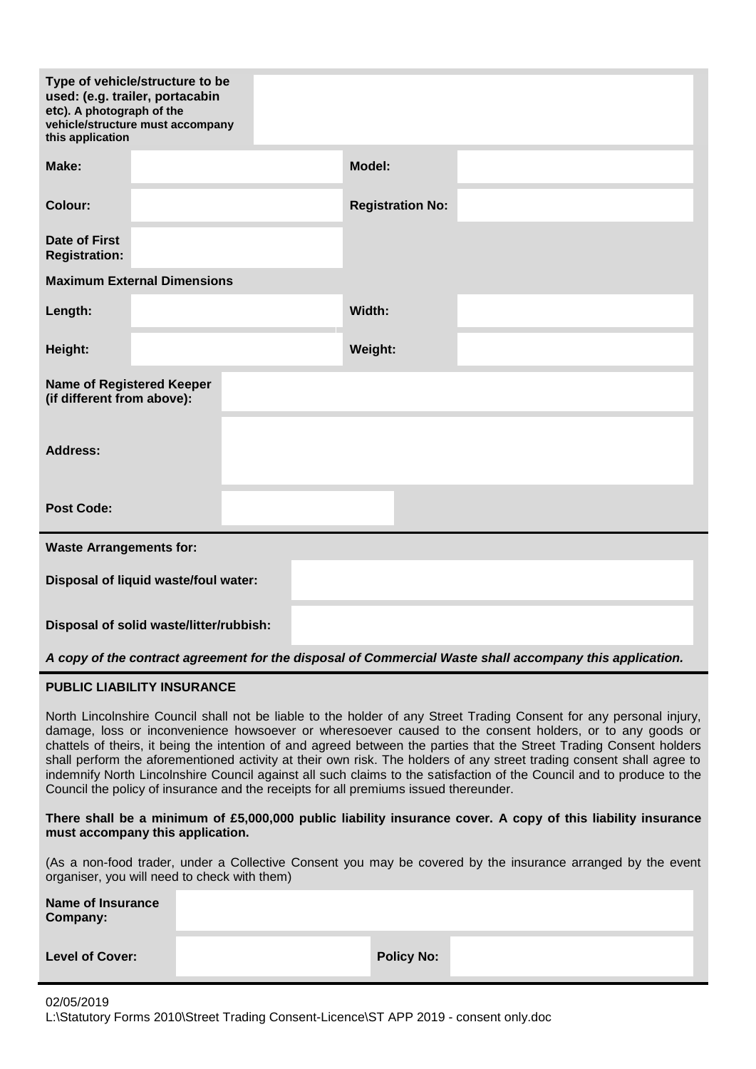| **Type of vehicle/structure to be used: (e.g. trailer, portacabin etc). A photograph of the vehicle/structure must accompany this application** | | | |
|---|---|---|---|
| **Make:** | | **Model:** | |
| **Colour:** | | **Registration No:** | |
| **Date of First Registration:** | | | |

**Maximum External Dimensions**

| | | | |
|---|---|---|---|
| **Length:** | | **Width:** | |
| **Height:** | | **Weight:** | |

| | |
|---|---|
| **Name of Registered Keeper (if different from above):** | |
| **Address:** | |
| **Post Code:** | |

**Waste Arrangements for:**

| | |
|---|---|
| **Disposal of liquid waste/foul water:** | |
| **Disposal of solid waste/litter/rubbish:** | |

***A copy of the contract agreement for the disposal of Commercial Waste shall accompany this application.***

**PUBLIC LIABILITY INSURANCE**

North Lincolnshire Council shall not be liable to the holder of any Street Trading Consent for any personal injury, damage, loss or inconvenience howsoever or wheresoever caused to the consent holders, or to any goods or chattels of theirs, it being the intention of and agreed between the parties that the Street Trading Consent holders shall perform the aforementioned activity at their own risk. The holders of any street trading consent shall agree to indemnify North Lincolnshire Council against all such claims to the satisfaction of the Council and to produce to the Council the policy of insurance and the receipts for all premiums issued thereunder.

**There shall be a minimum of £5,000,000 public liability insurance cover. A copy of this liability insurance must accompany this application.**

(As a non-food trader, under a Collective Consent you may be covered by the insurance arranged by the event organiser, you will need to check with them)

| | | | |
|---|---|---|---|
| **Name of Insurance Company:** | | | |
| **Level of Cover:** | | **Policy No:** | |

02/05/2019
L:\Statutory Forms 2010\Street Trading Consent-Licence\ST APP 2019 - consent only.doc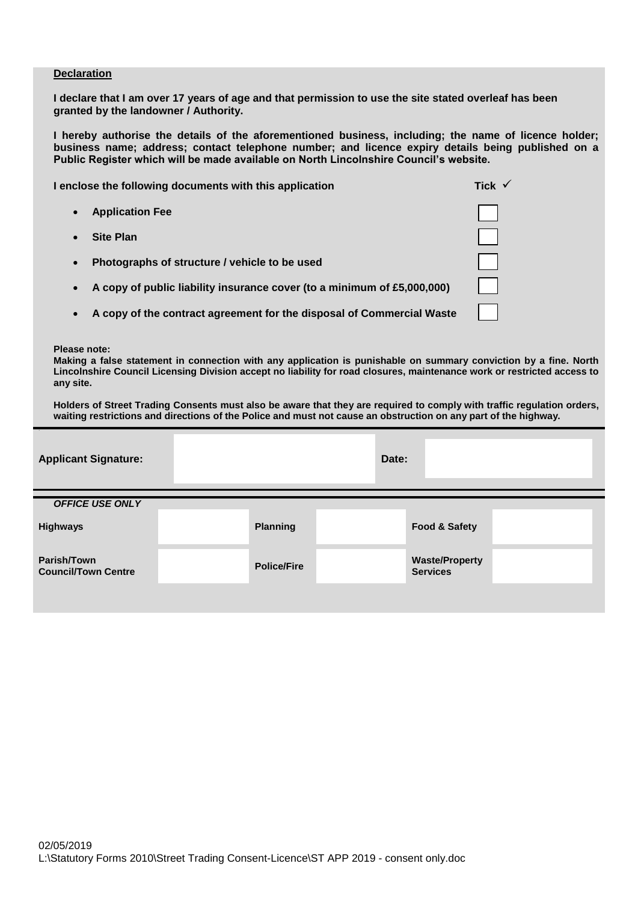**Declaration**

**I declare that I am over 17 years of age and that permission to use the site stated overleaf has been granted by the landowner / Authority.**

**I hereby authorise the details of the aforementioned business, including; the name of licence holder; business name; address; contact telephone number; and licence expiry details being published on a Public Register which will be made available on North Lincolnshire Council's website.**

| I enclose the following documents with this application | Tick ✓ |
| --- | --- |
| • Application Fee | |
| • Site Plan | |
| • Photographs of structure / vehicle to be used | |
| • A copy of public liability insurance cover (to a minimum of £5,000,000) | |
| • A copy of the contract agreement for the disposal of Commercial Waste | |

**Please note:**
**Making a false statement in connection with any application is punishable on summary conviction by a fine. North Lincolnshire Council Licensing Division accept no liability for road closures, maintenance work or restricted access to any site.**

**Holders of Street Trading Consents must also be aware that they are required to comply with traffic regulation orders, waiting restrictions and directions of the Police and must not cause an obstruction on any part of the highway.**

| | | | |
| --- | --- | --- | --- |
| **Applicant Signature:** | | **Date:** | |

***OFFICE USE ONLY***

| | | | | | |
| --- | --- | --- | --- | --- | --- |
| **Highways** | | **Planning** | | **Food & Safety** | |
| **Parish/Town Council/Town Centre** | | **Police/Fire** | | **Waste/Property Services** | |

02/05/2019
L:\Statutory Forms 2010\Street Trading Consent-Licence\ST APP 2019 - consent only.doc